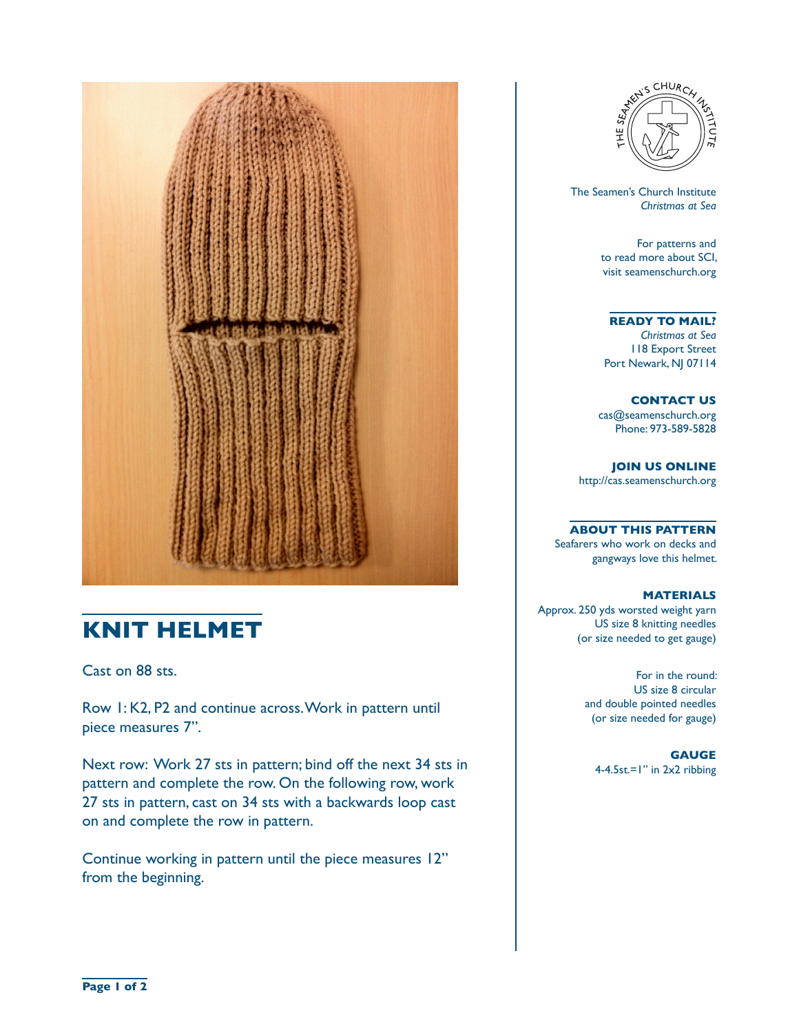# KNIT HELMET

Cast on 88 sts.

Row 1: K2, P2 and continue across. Work in pattern until piece measures 7".

Next row: Work 27 sts in pattern; bind off the next 34 sts in pattern and complete the row. On the following row, work 27 sts in pattern, cast on 34 sts with a backwards loop cast on and complete the row in pattern.

Continue working in pattern until the piece measures 12" from the beginning.

The Seamen's Church Institute
*Christmas at Sea*

For patterns and to read more about SCI, visit seamenschurch.org

**READY TO MAIL?**
*Christmas at Sea*
118 Export Street
Port Newark, NJ 07114

**CONTACT US**
cas@seamenschurch.org
Phone: 973-589-5828

**JOIN US ONLINE**
http://cas.seamenschurch.org

**ABOUT THIS PATTERN**
Seafarers who work on decks and gangways love this helmet.

**MATERIALS**
Approx. 250 yds worsted weight yarn
US size 8 knitting needles
(or size needed to get gauge)

For in the round:
US size 8 circular and double pointed needles
(or size needed for gauge)

**GAUGE**
4-4.5st.=1" in 2x2 ribbing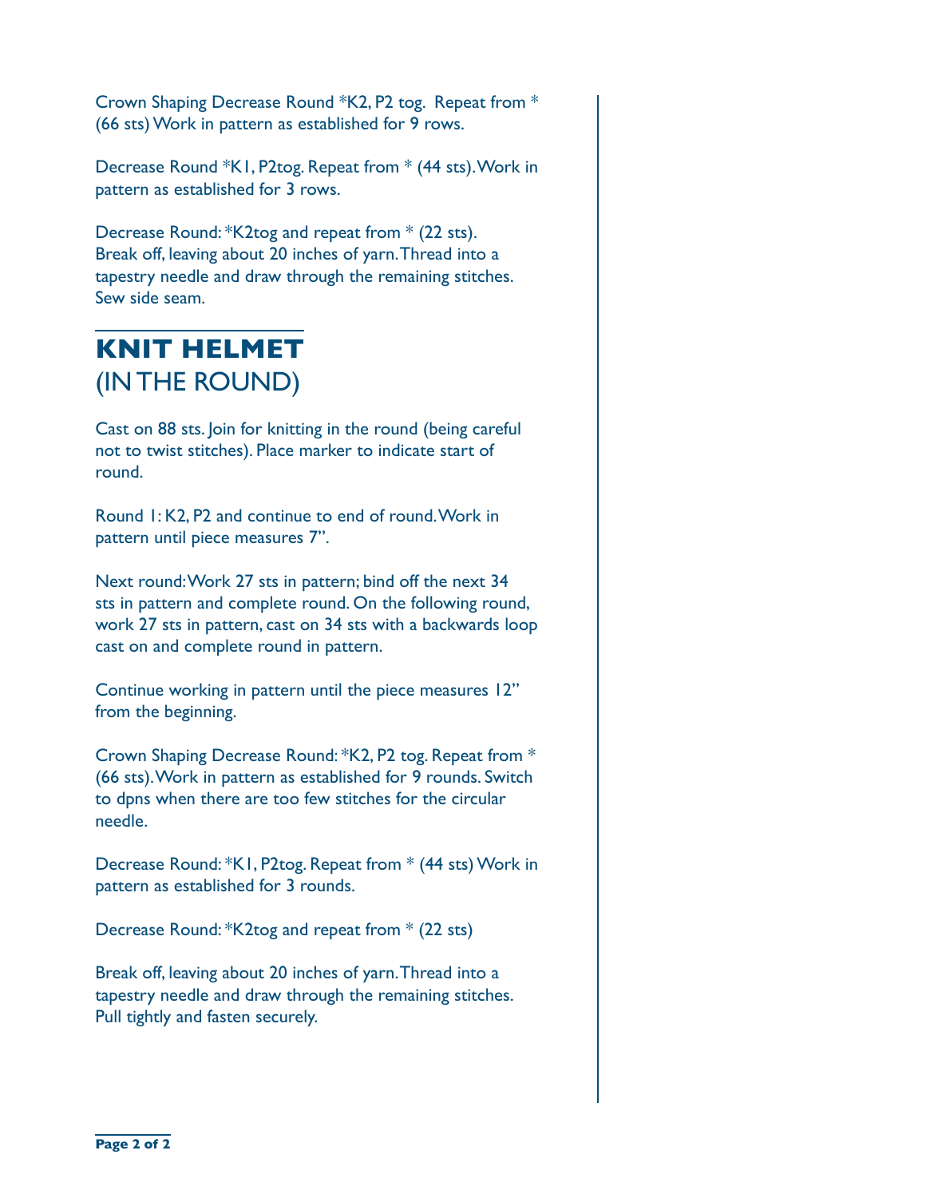Crown Shaping Decrease Round *K2, P2 tog. Repeat from * (66 sts) Work in pattern as established for 9 rows.

Decrease Round *K1, P2tog. Repeat from * (44 sts). Work in pattern as established for 3 rows.

Decrease Round: *K2tog and repeat from * (22 sts). Break off, leaving about 20 inches of yarn. Thread into a tapestry needle and draw through the remaining stitches. Sew side seam.

## KNIT HELMET (IN THE ROUND)

Cast on 88 sts. Join for knitting in the round (being careful not to twist stitches). Place marker to indicate start of round.

Round 1: K2, P2 and continue to end of round. Work in pattern until piece measures 7".

Next round: Work 27 sts in pattern; bind off the next 34 sts in pattern and complete round. On the following round, work 27 sts in pattern, cast on 34 sts with a backwards loop cast on and complete round in pattern.

Continue working in pattern until the piece measures 12" from the beginning.

Crown Shaping Decrease Round: *K2, P2 tog. Repeat from * (66 sts). Work in pattern as established for 9 rounds. Switch to dpns when there are too few stitches for the circular needle.

Decrease Round: *K1, P2tog. Repeat from * (44 sts) Work in pattern as established for 3 rounds.

Decrease Round: *K2tog and repeat from * (22 sts)

Break off, leaving about 20 inches of yarn. Thread into a tapestry needle and draw through the remaining stitches. Pull tightly and fasten securely.